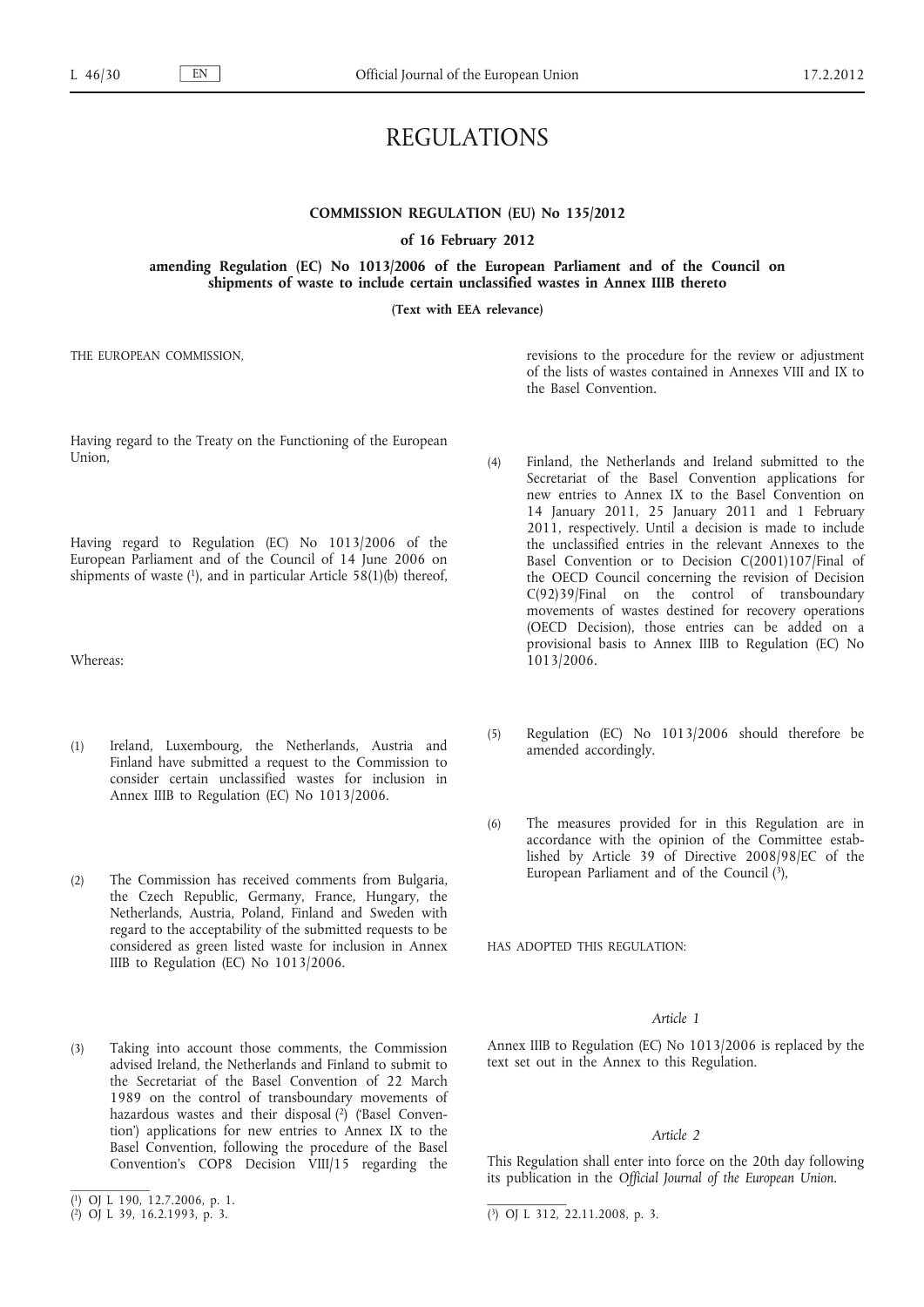# REGULATIONS

**COMMISSION REGULATION (EU) No 135/2012**

**of 16 February 2012**

**amending Regulation (EC) No 1013/2006 of the European Parliament and of the Council on shipments of waste to include certain unclassified wastes in Annex IIIB thereto**

**(Text with EEA relevance)**

THE EUROPEAN COMMISSION,

Having regard to the Treaty on the Functioning of the European Union,

Having regard to Regulation (EC) No 1013/2006 of the European Parliament and of the Council of 14 June 2006 on shipments of waste [1], and in particular Article 58(1)(b) thereof,

Whereas:

(1) Ireland, Luxembourg, the Netherlands, Austria and Finland have submitted a request to the Commission to consider certain unclassified wastes for inclusion in Annex IIIB to Regulation (EC) No 1013/2006.

(2) The Commission has received comments from Bulgaria, the Czech Republic, Germany, France, Hungary, the Netherlands, Austria, Poland, Finland and Sweden with regard to the acceptability of the submitted requests to be considered as green listed waste for inclusion in Annex IIIB to Regulation (EC) No 1013/2006.

(3) Taking into account those comments, the Commission advised Ireland, the Netherlands and Finland to submit to the Secretariat of the Basel Convention of 22 March 1989 on the control of transboundary movements of hazardous wastes and their disposal [2] ('Basel Convention') applications for new entries to Annex IX to the Basel Convention, following the procedure of the Basel Convention's COP8 Decision VIII/15 regarding the revisions to the procedure for the review or adjustment of the lists of wastes contained in Annexes VIII and IX to the Basel Convention.

(4) Finland, the Netherlands and Ireland submitted to the Secretariat of the Basel Convention applications for new entries to Annex IX to the Basel Convention on 14 January 2011, 25 January 2011 and 1 February 2011, respectively. Until a decision is made to include the unclassified entries in the relevant Annexes to the Basel Convention or to Decision C(2001)107/Final of the OECD Council concerning the revision of Decision C(92)39/Final on the control of transboundary movements of wastes destined for recovery operations (OECD Decision), those entries can be added on a provisional basis to Annex IIIB to Regulation (EC) No 1013/2006.

(5) Regulation (EC) No 1013/2006 should therefore be amended accordingly.

(6) The measures provided for in this Regulation are in accordance with the opinion of the Committee established by Article 39 of Directive 2008/98/EC of the European Parliament and of the Council [3],

HAS ADOPTED THIS REGULATION:

*Article 1*

Annex IIIB to Regulation (EC) No 1013/2006 is replaced by the text set out in the Annex to this Regulation.

*Article 2*

This Regulation shall enter into force on the 20th day following its publication in the *Official Journal of the European Union*.

[1] OJ L 190, 12.7.2006, p. 1.

[2] OJ L 39, 16.2.1993, p. 3.

[3] OJ L 312, 22.11.2008, p. 3.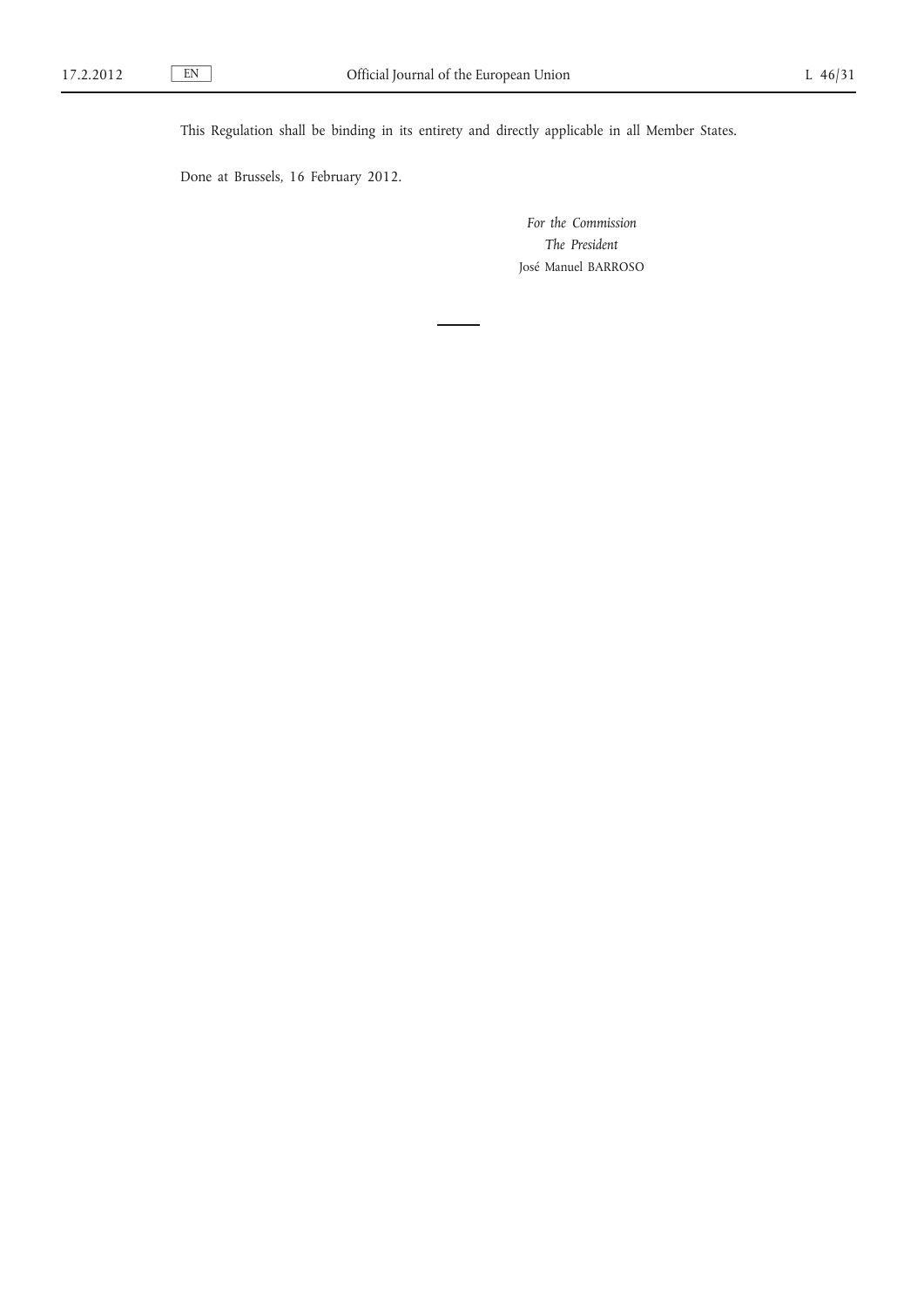This Regulation shall be binding in its entirety and directly applicable in all Member States.

Done at Brussels, 16 February 2012.

*For the Commission*

*The President*

José Manuel BARROSO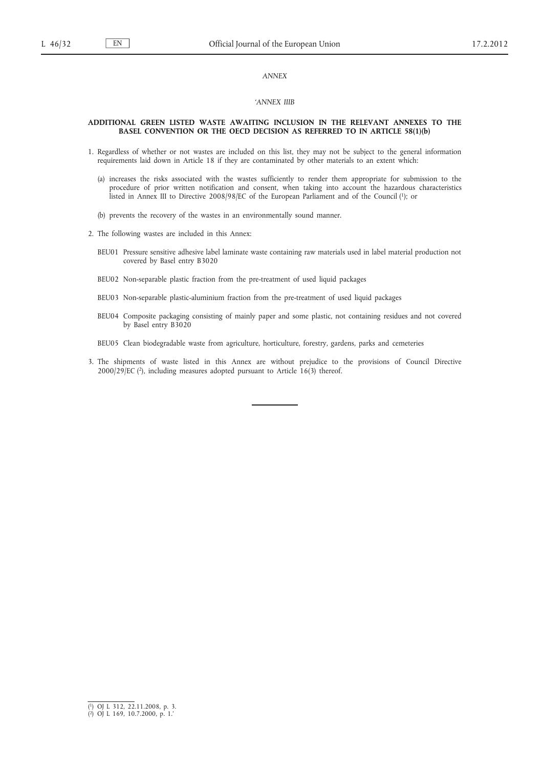*ANNEX*

*'ANNEX IIIB*

**ADDITIONAL GREEN LISTED WASTE AWAITING INCLUSION IN THE RELEVANT ANNEXES TO THE BASEL CONVENTION OR THE OECD DECISION AS REFERRED TO IN ARTICLE 58(1)(b)**

1. Regardless of whether or not wastes are included on this list, they may not be subject to the general information requirements laid down in Article 18 if they are contaminated by other materials to an extent which:

   (a) increases the risks associated with the wastes sufficiently to render them appropriate for submission to the procedure of prior written notification and consent, when taking into account the hazardous characteristics listed in Annex III to Directive 2008/98/EC of the European Parliament and of the Council [1]; or

   (b) prevents the recovery of the wastes in an environmentally sound manner.

2. The following wastes are included in this Annex:

   BEU01 Pressure sensitive adhesive label laminate waste containing raw materials used in label material production not covered by Basel entry B3020

   BEU02 Non-separable plastic fraction from the pre-treatment of used liquid packages

   BEU03 Non-separable plastic-aluminium fraction from the pre-treatment of used liquid packages

   BEU04 Composite packaging consisting of mainly paper and some plastic, not containing residues and not covered by Basel entry B3020

   BEU05 Clean biodegradable waste from agriculture, horticulture, forestry, gardens, parks and cemeteries

3. The shipments of waste listed in this Annex are without prejudice to the provisions of Council Directive 2000/29/EC [2], including measures adopted pursuant to Article 16(3) thereof.

---

[1] OJ L 312, 22.11.2008, p. 3.
[2] OJ L 169, 10.7.2000, p. 1.'